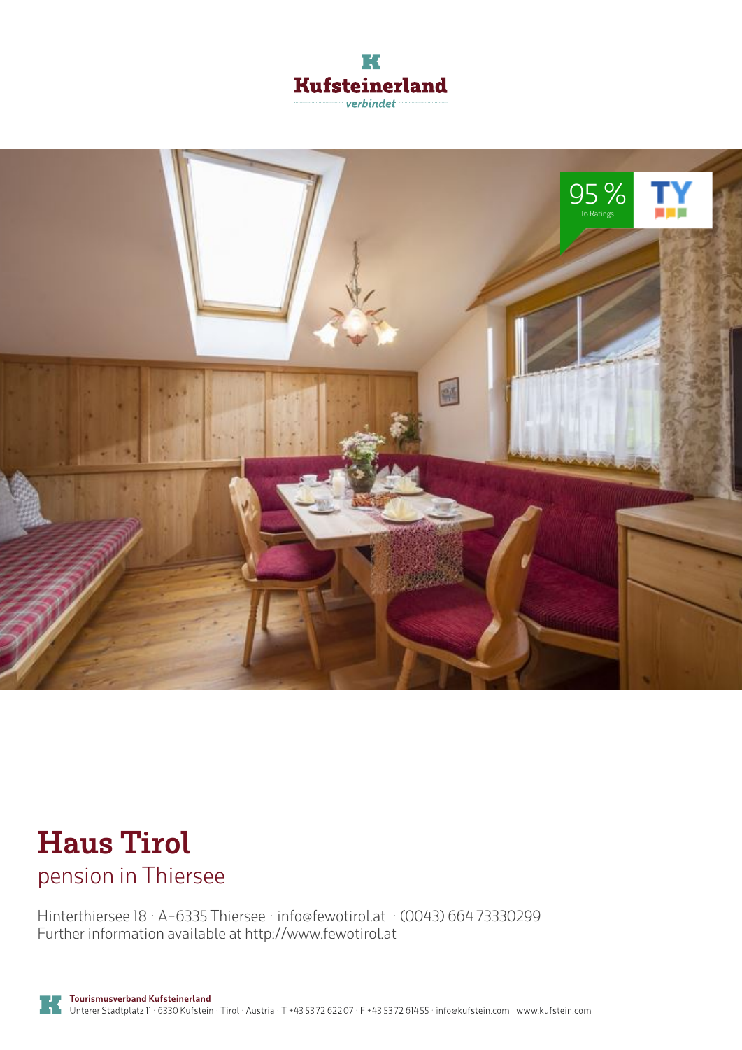Kufsteinerland

verbindet

95 %
16 Ratings

TY

# Haus Tirol

## pension in Thiersee

Hinterthiersee 18 · A-6335 Thiersee · info@fewotirol.at · (0043) 664 73330299
Further information available at http://www.fewotirol.at

**Tourismusverband Kufsteinerland**
Unterer Stadtplatz 11 · 6330 Kufstein · Tirol · Austria · T +43 5372 62207 · F +43 5372 61455 · info@kufstein.com · www.kufstein.com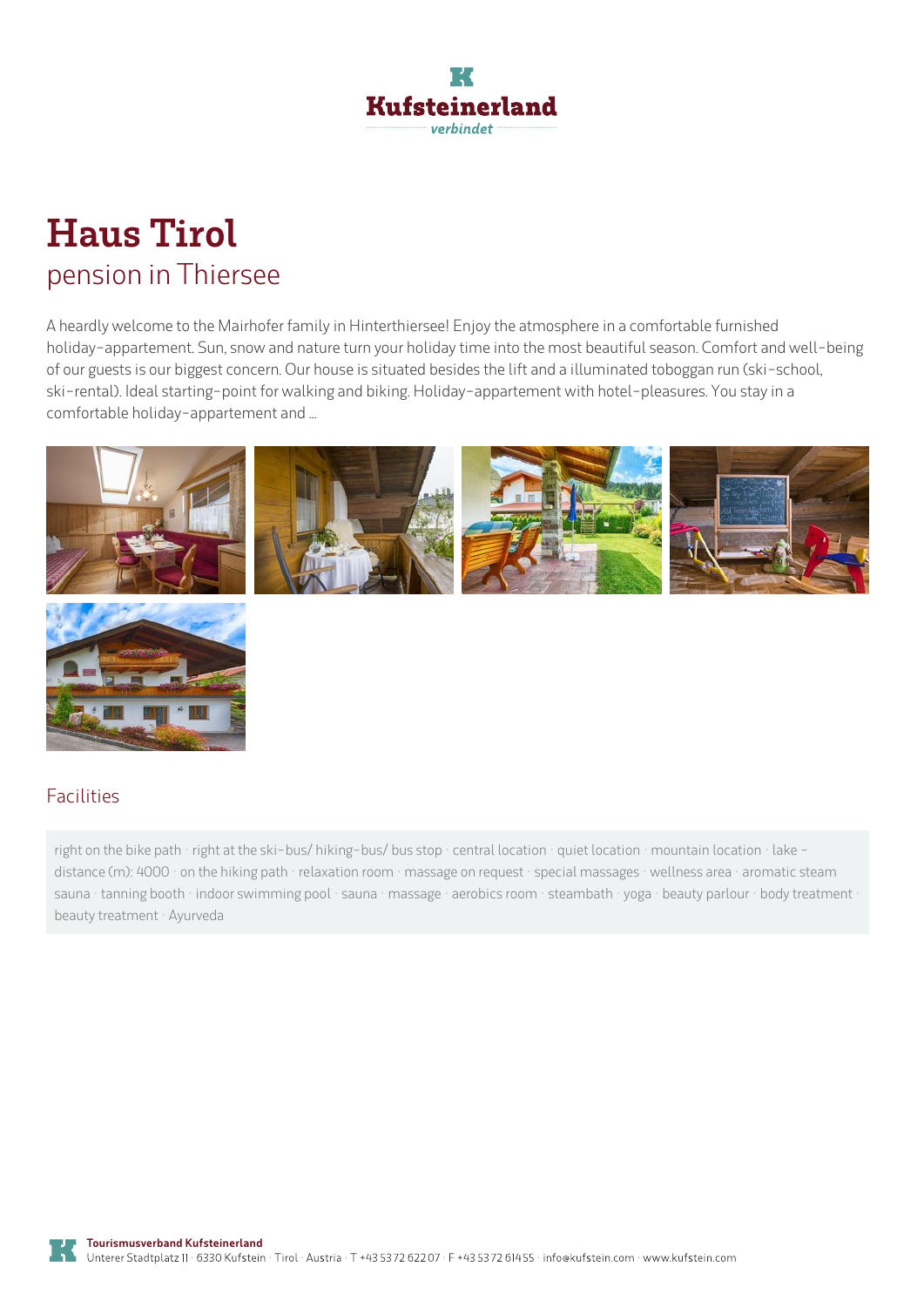# Haus Tirol

## pension in Thiersee

A heardly welcome to the Mairhofer family in Hinterthiersee! Enjoy the atmosphere in a comfortable furnished holiday-appertement. Sun, snow and nature turn your holiday time into the most beautiful season. Comfort and well-being of our guests is our biggest concern. Our house is situated besides the lift and a illuminated toboggan run (ski-school, ski-rental). Ideal starting-point for walking and biking. Holiday-appertement with hotel-pleasures. You stay in a comfortable holiday-appertement and ...

### Facilities

right on the bike path · right at the ski-bus/ hiking-bus/ bus stop · central location · quiet location · mountain location · lake - distance (m): 4000 · on the hiking path · relaxation room · massage on request · special massages · wellness area · aromatic steam sauna · tanning booth · indoor swimming pool · sauna · massage · aerobics room · steambath · yoga · beauty parlour · body treatment · beauty treatment · Ayurveda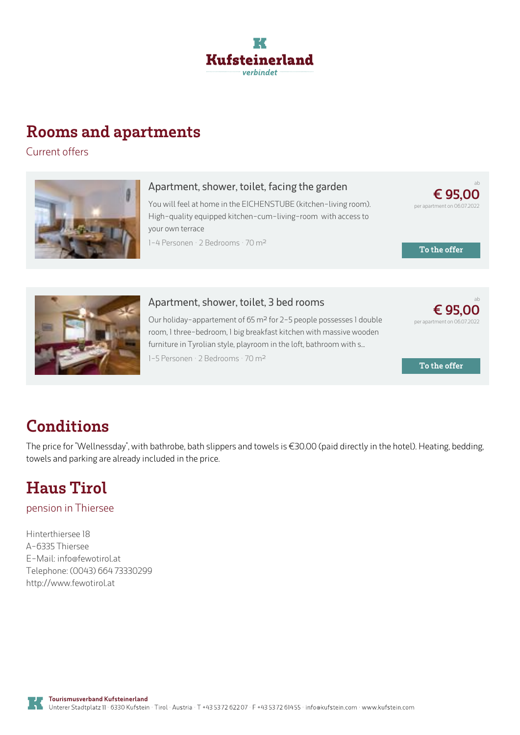# Rooms and apartments

Current offers

### Apartment, shower, toilet, facing the garden

You will feel at home in the EICHENSTUBE (kitchen-living room). High-quality equipped kitchen-cum-living-room with access to your own terrace

1-4 Personen · 2 Bedrooms · 70 m²

ab **€ 95,00** per apartment on 06.07.2022

To the offer

### Apartment, shower, toilet, 3 bed rooms

Our holiday-appertement of 65 m² for 2-5 people possesses 1 double room, 1 three-bedroom, 1 big breakfast kitchen with massive wooden furniture in Tyrolian style, playroom in the loft, bathroom with s...

1-5 Personen · 2 Bedrooms · 70 m²

ab **€ 95,00** per apartment on 06.07.2022

To the offer

## Conditions

The price for "Wellnessday", with bathrobe, bath slippers and towels is €30.00 (paid directly in the hotel). Heating, bedding, towels and parking are already included in the price.

## Haus Tirol

pension in Thiersee

Hinterthiersee 18
A-6335 Thiersee
E-Mail: info@fewotirol.at
Telephone: (0043) 664 73330299
http://www.fewotirol.at